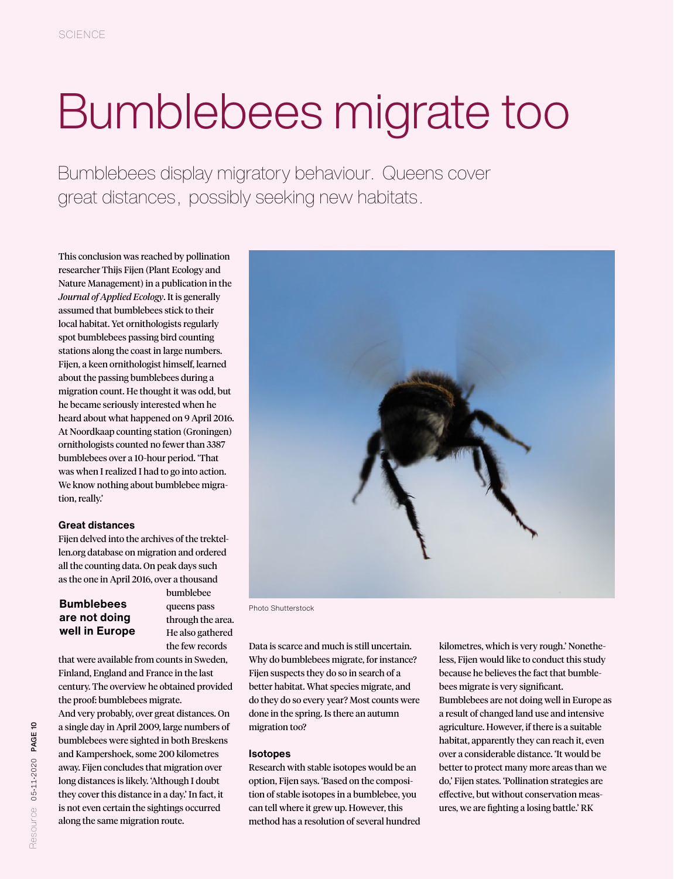# Bumblebees migrate too

Bumblebees display migratory behaviour. Queens cover great distances, possibly seeking new habitats.

This conclusion was reached by pollination researcher Thijs Fijen (Plant Ecology and Nature Management) in a publication in the *Journal of Applied Ecology*. It is generally assumed that bumblebees stick to their local habitat. Yet ornithologists regularly spot bumblebees passing bird counting stations along the coast in large numbers. Fijen, a keen ornithologist himself, learned about the passing bumblebees during a migration count. He thought it was odd, but he became seriously interested when he heard about what happened on 9 April 2016. At Noordkaap counting station (Groningen) ornithologists counted no fewer than 3387 bumblebees over a 10-hour period. 'That was when I realized I had to go into action. We know nothing about bumblebee migration, really.'

## Great distances

Fijen delved into the archives of the trektellen.org database on migration and ordered all the counting data. On peak days such as the one in April 2016, over a thousand bumblebee queens pass through the area. He also gathered the few records that were available from counts in Sweden, Finland, England and France in the last century. The overview he obtained provided the proof: bumblebees migrate.

**Bumblebees are not doing well in Europe**

And very probably, over great distances. On a single day in April 2009, large numbers of bumblebees were sighted in both Breskens and Kampersheok, some 200 kilometres away. Fijen concludes that migration over long distances is likely. 'Although I doubt they cover this distance in a day.' In fact, it is not even certain the sightings occurred along the same migration route.

Photo Shutterstock

Data is scarce and much is still uncertain. Why do bumblebees migrate, for instance? Fijen suspects they do so in search of a better habitat. What species migrate, and do they do so every year? Most counts were done in the spring. Is there an autumn migration too?

## Isotopes

Research with stable isotopes would be an option, Fijen says. 'Based on the composition of stable isotopes in a bumblebee, you can tell where it grew up. However, this method has a resolution of several hundred kilometres, which is very rough.' Nonetheless, Fijen would like to conduct this study because he believes the fact that bumblebees migrate is very significant. Bumblebees are not doing well in Europe as a result of changed land use and intensive agriculture. However, if there is a suitable habitat, apparently they can reach it, even over a considerable distance. 'It would be better to protect many more areas than we do,' Fijen states. 'Pollination strategies are effective, but without conservation measures, we are fighting a losing battle.' RK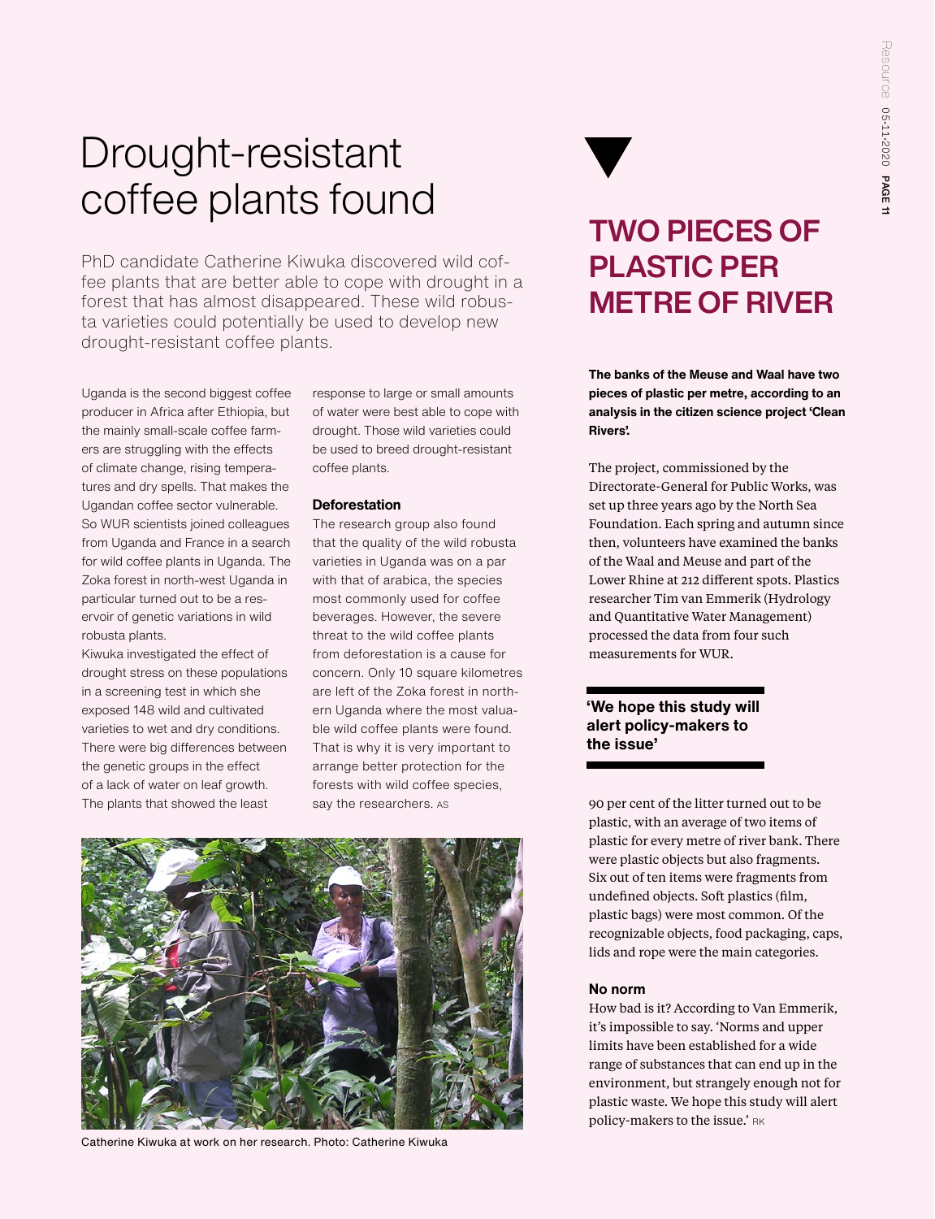# Drought-resistant coffee plants found

PhD candidate Catherine Kiwuka discovered wild coffee plants that are better able to cope with drought in a forest that has almost disappeared. These wild robusta varieties could potentially be used to develop new drought-resistant coffee plants.

Uganda is the second biggest coffee producer in Africa after Ethiopia, but the mainly small-scale coffee farmers are struggling with the effects of climate change, rising temperatures and dry spells. That makes the Ugandan coffee sector vulnerable. So WUR scientists joined colleagues from Uganda and France in a search for wild coffee plants in Uganda. The Zoka forest in north-west Uganda in particular turned out to be a reservoir of genetic variations in wild robusta plants.

Kiwuka investigated the effect of drought stress on these populations in a screening test in which she exposed 148 wild and cultivated varieties to wet and dry conditions. There were big differences between the genetic groups in the effect of a lack of water on leaf growth. The plants that showed the least response to large or small amounts of water were best able to cope with drought. Those wild varieties could be used to breed drought-resistant coffee plants.

### Deforestation

The research group also found that the quality of the wild robusta varieties in Uganda was on a par with that of arabica, the species most commonly used for coffee beverages. However, the severe threat to the wild coffee plants from deforestation is a cause for concern. Only 10 square kilometres are left of the Zoka forest in northern Uganda where the most valuable wild coffee plants were found. That is why it is very important to arrange better protection for the forests with wild coffee species, say the researchers. AS

Catherine Kiwuka at work on her research. Photo: Catherine Kiwuka

# TWO PIECES OF PLASTIC PER METRE OF RIVER

**The banks of the Meuse and Waal have two pieces of plastic per metre, according to an analysis in the citizen science project 'Clean Rivers'.**

The project, commissioned by the Directorate-General for Public Works, was set up three years ago by the North Sea Foundation. Each spring and autumn since then, volunteers have examined the banks of the Waal and Meuse and part of the Lower Rhine at 212 different spots. Plastics researcher Tim van Emmerik (Hydrology and Quantitative Water Management) processed the data from four such measurements for WUR.

**'We hope this study will alert policy-makers to the issue'**

90 per cent of the litter turned out to be plastic, with an average of two items of plastic for every metre of river bank. There were plastic objects but also fragments. Six out of ten items were fragments from undefined objects. Soft plastics (film, plastic bags) were most common. Of the recognizable objects, food packaging, caps, lids and rope were the main categories.

### No norm

How bad is it? According to Van Emmerik, it's impossible to say. 'Norms and upper limits have been established for a wide range of substances that can end up in the environment, but strangely enough not for plastic waste. We hope this study will alert policy-makers to the issue.' RK